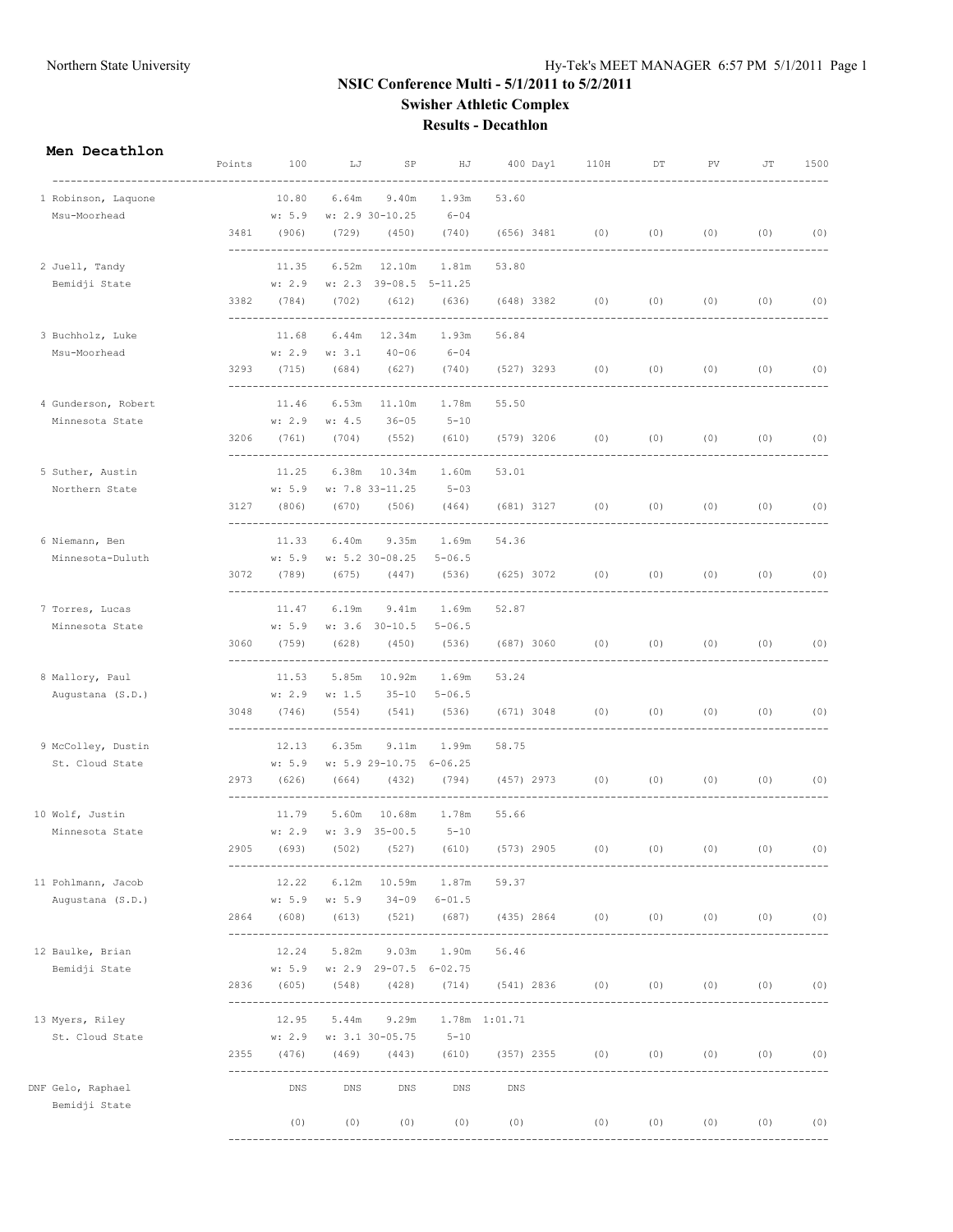# NSIC Conference Multi - 5/1/2011 to 5/2/2011

## Swisher Athletic Complex

## Results - Decathlon

### Men Decathlon

| Place | Name / School | Points | 100 | LJ | SP | HJ | 400 | Day1 | 110H | DT | PV | JT | 1500 |
|---|---|---|---|---|---|---|---|---|---|---|---|---|---|
| 1 | Robinson, Laquone |  | 10.80 | 6.64m | 9.40m | 1.93m | 53.60 |  |  |  |  |  |  |
|  | Msu-Moorhead |  | w: 5.9 | w: 2.9 | 30-10.25 | 6-04 |  |  |  |  |  |  |  |
|  |  | 3481 | (906) | (729) | (450) | (740) | (656) | 3481 | (0) | (0) | (0) | (0) | (0) |
| 2 | Juell, Tandy |  | 11.35 | 6.52m | 12.10m | 1.81m | 53.80 |  |  |  |  |  |  |
|  | Bemidji State |  | w: 2.9 | w: 2.3 | 39-08.5 | 5-11.25 |  |  |  |  |  |  |  |
|  |  | 3382 | (784) | (702) | (612) | (636) | (648) | 3382 | (0) | (0) | (0) | (0) | (0) |
| 3 | Buchholz, Luke |  | 11.68 | 6.44m | 12.34m | 1.93m | 56.84 |  |  |  |  |  |  |
|  | Msu-Moorhead |  | w: 2.9 | w: 3.1 | 40-06 | 6-04 |  |  |  |  |  |  |  |
|  |  | 3293 | (715) | (684) | (627) | (740) | (527) | 3293 | (0) | (0) | (0) | (0) | (0) |
| 4 | Gunderson, Robert |  | 11.46 | 6.53m | 11.10m | 1.78m | 55.50 |  |  |  |  |  |  |
|  | Minnesota State |  | w: 2.9 | w: 4.5 | 36-05 | 5-10 |  |  |  |  |  |  |  |
|  |  | 3206 | (761) | (704) | (552) | (610) | (579) | 3206 | (0) | (0) | (0) | (0) | (0) |
| 5 | Suther, Austin |  | 11.25 | 6.38m | 10.34m | 1.60m | 53.01 |  |  |  |  |  |  |
|  | Northern State |  | w: 5.9 | w: 7.8 | 33-11.25 | 5-03 |  |  |  |  |  |  |  |
|  |  | 3127 | (806) | (670) | (506) | (464) | (681) | 3127 | (0) | (0) | (0) | (0) | (0) |
| 6 | Niemann, Ben |  | 11.33 | 6.40m | 9.35m | 1.69m | 54.36 |  |  |  |  |  |  |
|  | Minnesota-Duluth |  | w: 5.9 | w: 5.2 | 30-08.25 | 5-06.5 |  |  |  |  |  |  |  |
|  |  | 3072 | (789) | (675) | (447) | (536) | (625) | 3072 | (0) | (0) | (0) | (0) | (0) |
| 7 | Torres, Lucas |  | 11.47 | 6.19m | 9.41m | 1.69m | 52.87 |  |  |  |  |  |  |
|  | Minnesota State |  | w: 5.9 | w: 3.6 | 30-10.5 | 5-06.5 |  |  |  |  |  |  |  |
|  |  | 3060 | (759) | (628) | (450) | (536) | (687) | 3060 | (0) | (0) | (0) | (0) | (0) |
| 8 | Mallory, Paul |  | 11.53 | 5.85m | 10.92m | 1.69m | 53.24 |  |  |  |  |  |  |
|  | Augustana (S.D.) |  | w: 2.9 | w: 1.5 | 35-10 | 5-06.5 |  |  |  |  |  |  |  |
|  |  | 3048 | (746) | (554) | (541) | (536) | (671) | 3048 | (0) | (0) | (0) | (0) | (0) |
| 9 | McColley, Dustin |  | 12.13 | 6.35m | 9.11m | 1.99m | 58.75 |  |  |  |  |  |  |
|  | St. Cloud State |  | w: 5.9 | w: 5.9 | 29-10.75 | 6-06.25 |  |  |  |  |  |  |  |
|  |  | 2973 | (626) | (664) | (432) | (794) | (457) | 2973 | (0) | (0) | (0) | (0) | (0) |
| 10 | Wolf, Justin |  | 11.79 | 5.60m | 10.68m | 1.78m | 55.66 |  |  |  |  |  |  |
|  | Minnesota State |  | w: 2.9 | w: 3.9 | 35-00.5 | 5-10 |  |  |  |  |  |  |  |
|  |  | 2905 | (693) | (502) | (527) | (610) | (573) | 2905 | (0) | (0) | (0) | (0) | (0) |
| 11 | Pohlmann, Jacob |  | 12.22 | 6.12m | 10.59m | 1.87m | 59.37 |  |  |  |  |  |  |
|  | Augustana (S.D.) |  | w: 5.9 | w: 5.9 | 34-09 | 6-01.5 |  |  |  |  |  |  |  |
|  |  | 2864 | (608) | (613) | (521) | (687) | (435) | 2864 | (0) | (0) | (0) | (0) | (0) |
| 12 | Baulke, Brian |  | 12.24 | 5.82m | 9.03m | 1.90m | 56.46 |  |  |  |  |  |  |
|  | Bemidji State |  | w: 5.9 | w: 2.9 | 29-07.5 | 6-02.75 |  |  |  |  |  |  |  |
|  |  | 2836 | (605) | (548) | (428) | (714) | (541) | 2836 | (0) | (0) | (0) | (0) | (0) |
| 13 | Myers, Riley |  | 12.95 | 5.44m | 9.29m | 1.78m | 1:01.71 |  |  |  |  |  |  |
|  | St. Cloud State |  | w: 2.9 | w: 3.1 | 30-05.75 | 5-10 |  |  |  |  |  |  |  |
|  |  | 2355 | (476) | (469) | (443) | (610) | (357) | 2355 | (0) | (0) | (0) | (0) | (0) |
| DNF | Gelo, Raphael |  | DNS | DNS | DNS | DNS | DNS |  |  |  |  |  |  |
|  | Bemidji State |  |  |  |  |  |  |  |  |  |  |  |  |
|  |  |  | (0) | (0) | (0) | (0) | (0) |  | (0) | (0) | (0) | (0) | (0) |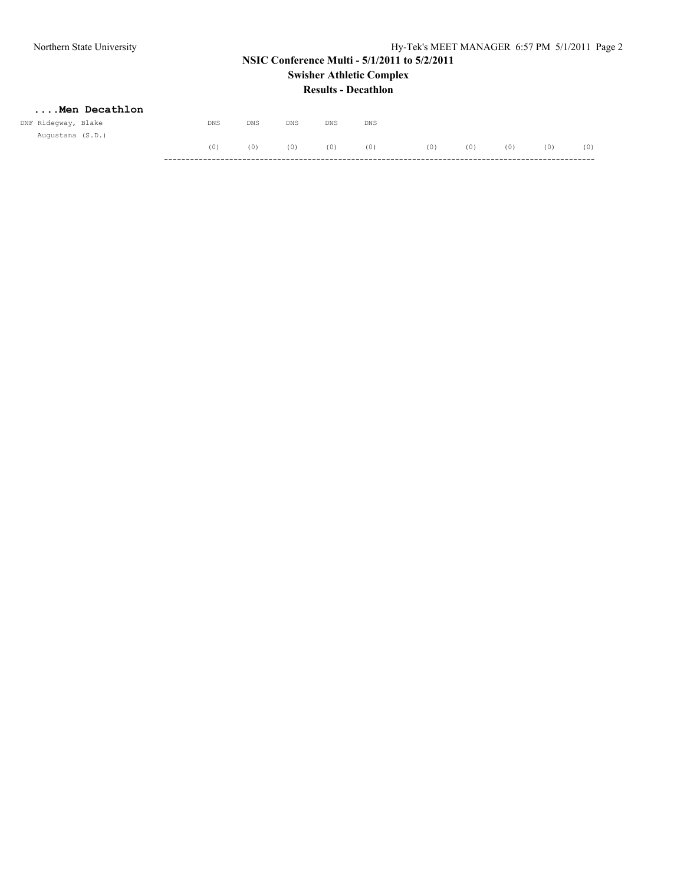NSIC Conference Multi - 5/1/2011 to 5/2/2011

Swisher Athletic Complex

Results - Decathlon

### ....Men Decathlon

```
DNF Ridegway, Blake            DNS    DNS    DNS    DNS    DNS
    Augustana (S.D.)
                               (0)    (0)    (0)    (0)    (0)      (0)    (0)    (0)    (0)    (0)
----------------------------------------------------------------------------------------------------
```